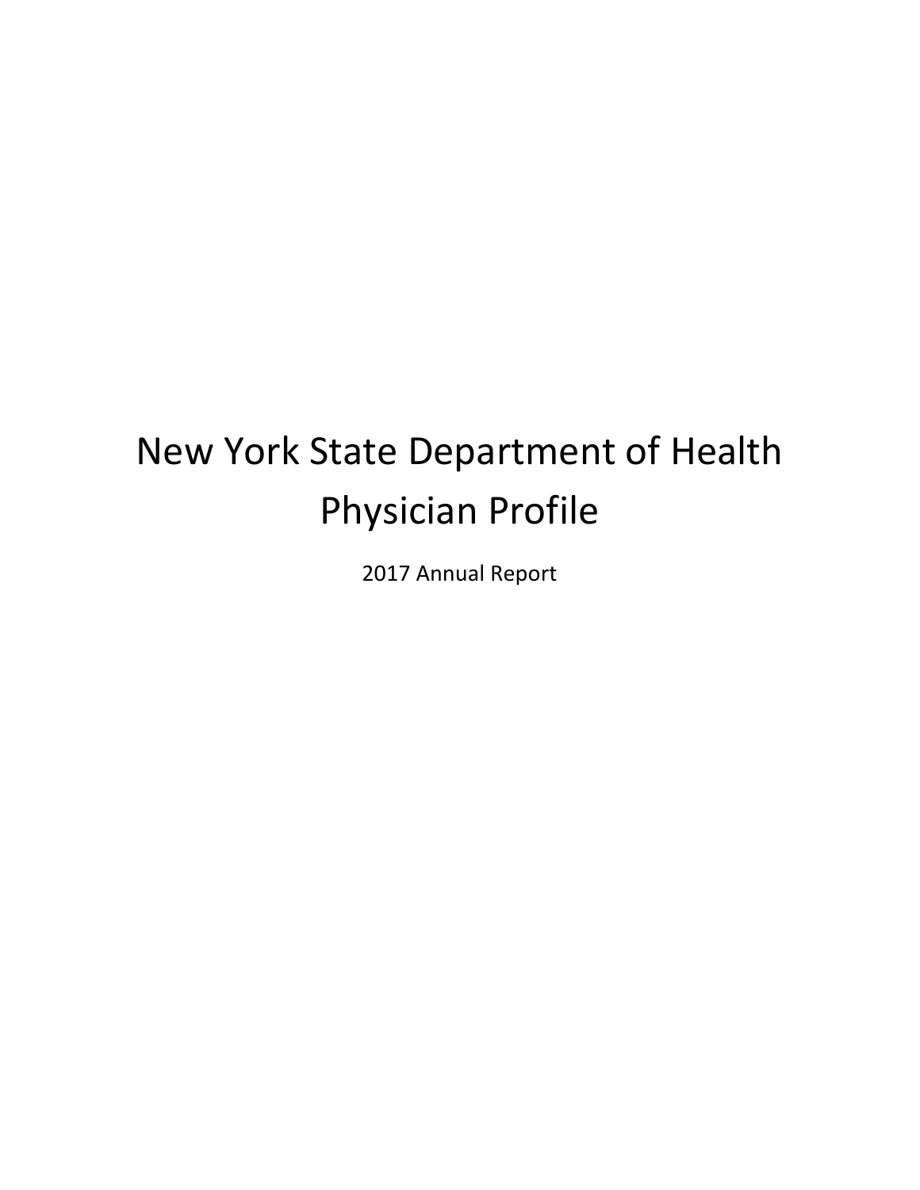# New York State Department of Health
# Physician Profile

2017 Annual Report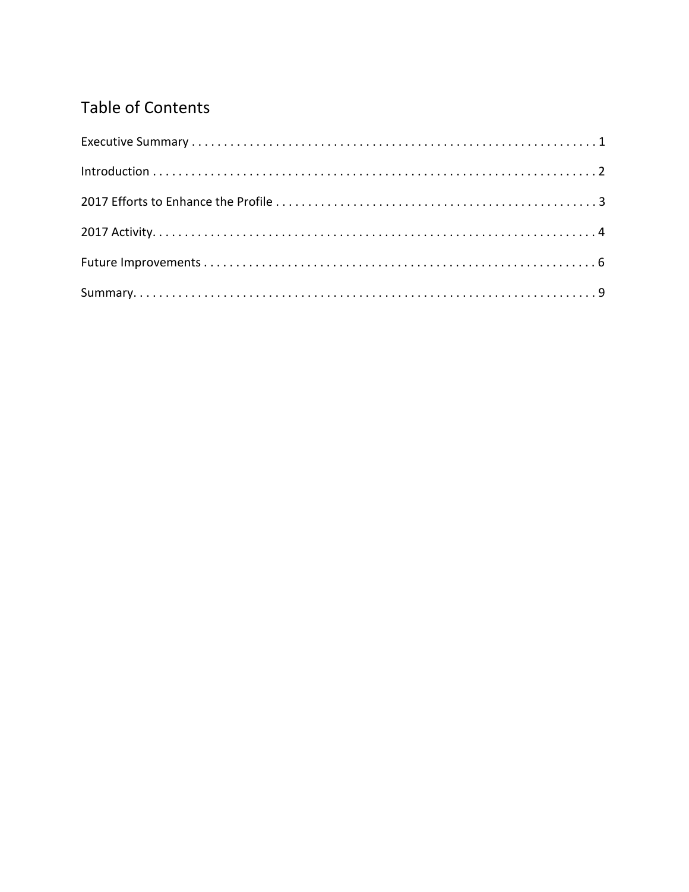## Table of Contents

Executive Summary . . . . . . . . . . . . . . . . . . . . . . . . . . . . . . . . . . . . . . . . . . . . . . . . . . . . . . . . . . . . . . . 1

Introduction . . . . . . . . . . . . . . . . . . . . . . . . . . . . . . . . . . . . . . . . . . . . . . . . . . . . . . . . . . . . . . . . . . . 2

2017 Efforts to Enhance the Profile . . . . . . . . . . . . . . . . . . . . . . . . . . . . . . . . . . . . . . . . . . . . . . . . . 3

2017 Activity. . . . . . . . . . . . . . . . . . . . . . . . . . . . . . . . . . . . . . . . . . . . . . . . . . . . . . . . . . . . . . . . . . . 4

Future Improvements . . . . . . . . . . . . . . . . . . . . . . . . . . . . . . . . . . . . . . . . . . . . . . . . . . . . . . . . . . . . . 6

Summary. . . . . . . . . . . . . . . . . . . . . . . . . . . . . . . . . . . . . . . . . . . . . . . . . . . . . . . . . . . . . . . . . . . . . . . 9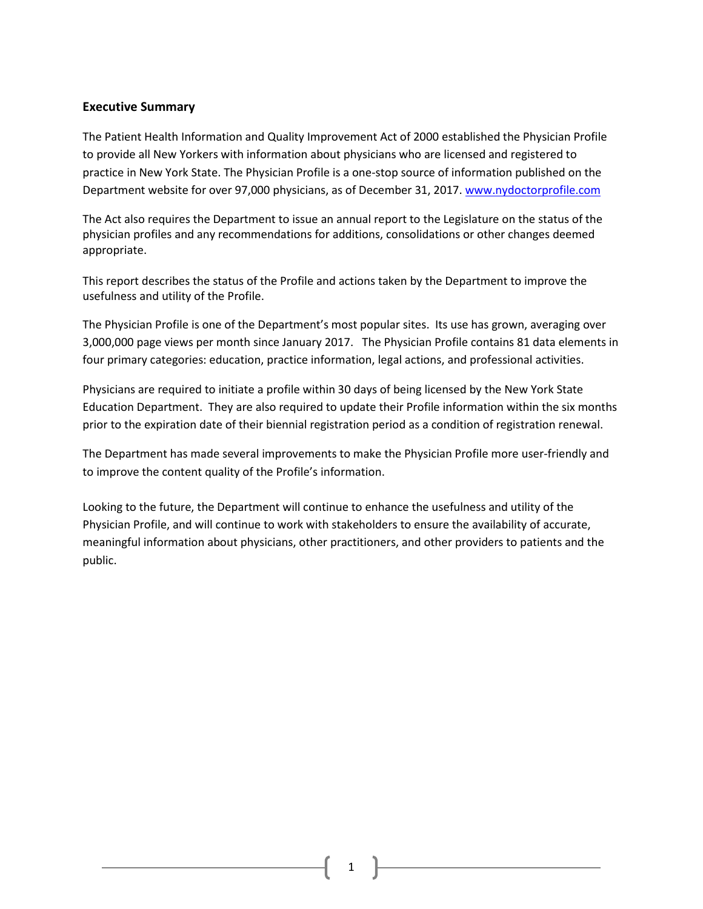## Executive Summary

The Patient Health Information and Quality Improvement Act of 2000 established the Physician Profile to provide all New Yorkers with information about physicians who are licensed and registered to practice in New York State. The Physician Profile is a one-stop source of information published on the Department website for over 97,000 physicians, as of December 31, 2017. [www.nydoctorprofile.com](http://www.nydoctorprofile.com)

The Act also requires the Department to issue an annual report to the Legislature on the status of the physician profiles and any recommendations for additions, consolidations or other changes deemed appropriate.

This report describes the status of the Profile and actions taken by the Department to improve the usefulness and utility of the Profile.

The Physician Profile is one of the Department's most popular sites. Its use has grown, averaging over 3,000,000 page views per month since January 2017. The Physician Profile contains 81 data elements in four primary categories: education, practice information, legal actions, and professional activities.

Physicians are required to initiate a profile within 30 days of being licensed by the New York State Education Department. They are also required to update their Profile information within the six months prior to the expiration date of their biennial registration period as a condition of registration renewal.

The Department has made several improvements to make the Physician Profile more user-friendly and to improve the content quality of the Profile's information.

Looking to the future, the Department will continue to enhance the usefulness and utility of the Physician Profile, and will continue to work with stakeholders to ensure the availability of accurate, meaningful information about physicians, other practitioners, and other providers to patients and the public.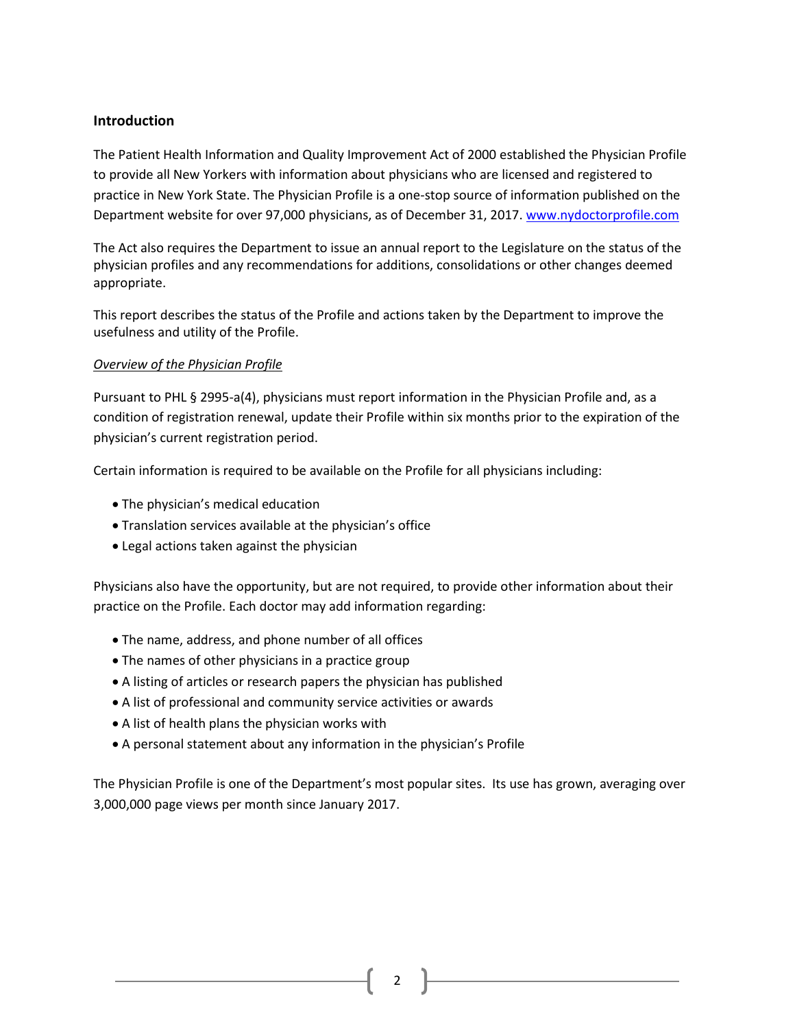## Introduction

The Patient Health Information and Quality Improvement Act of 2000 established the Physician Profile to provide all New Yorkers with information about physicians who are licensed and registered to practice in New York State. The Physician Profile is a one-stop source of information published on the Department website for over 97,000 physicians, as of December 31, 2017. [www.nydoctorprofile.com](http://www.nydoctorprofile.com)

The Act also requires the Department to issue an annual report to the Legislature on the status of the physician profiles and any recommendations for additions, consolidations or other changes deemed appropriate.

This report describes the status of the Profile and actions taken by the Department to improve the usefulness and utility of the Profile.

*Overview of the Physician Profile*

Pursuant to PHL § 2995-a(4), physicians must report information in the Physician Profile and, as a condition of registration renewal, update their Profile within six months prior to the expiration of the physician's current registration period.

Certain information is required to be available on the Profile for all physicians including:

- The physician's medical education
- Translation services available at the physician's office
- Legal actions taken against the physician

Physicians also have the opportunity, but are not required, to provide other information about their practice on the Profile. Each doctor may add information regarding:

- The name, address, and phone number of all offices
- The names of other physicians in a practice group
- A listing of articles or research papers the physician has published
- A list of professional and community service activities or awards
- A list of health plans the physician works with
- A personal statement about any information in the physician's Profile

The Physician Profile is one of the Department's most popular sites. Its use has grown, averaging over 3,000,000 page views per month since January 2017.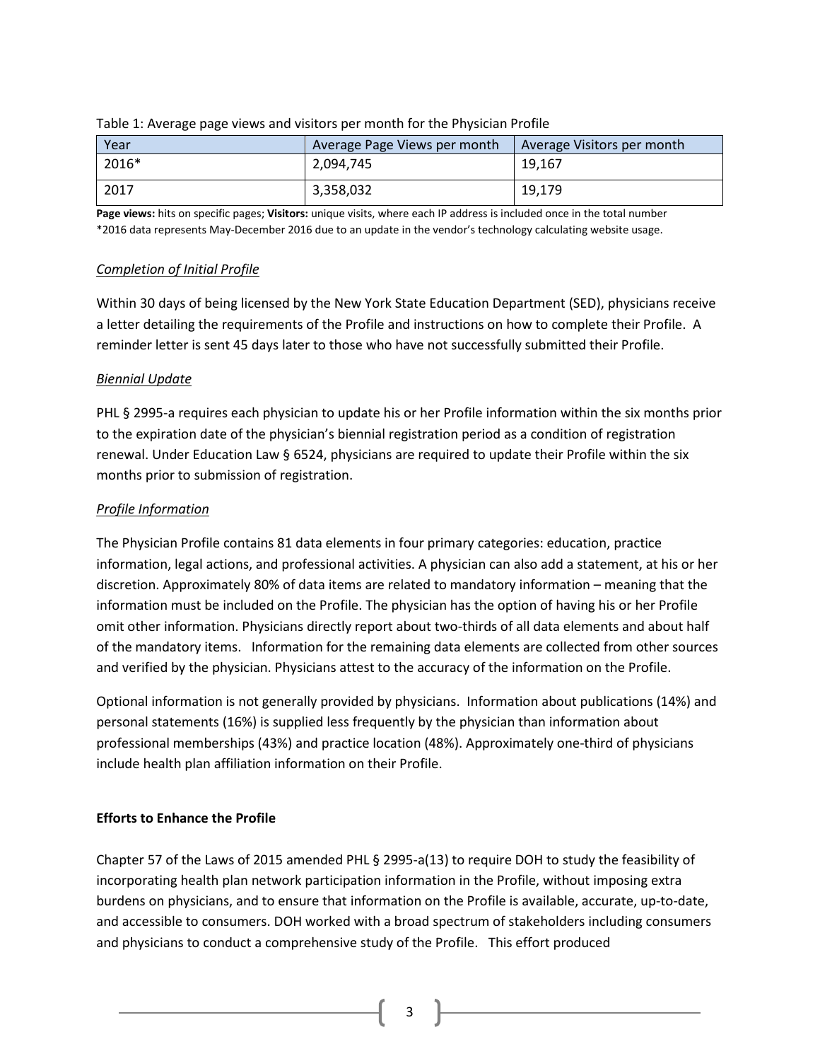Table 1: Average page views and visitors per month for the Physician Profile

| Year | Average Page Views per month | Average Visitors per month |
|---|---|---|
| 2016* | 2,094,745 | 19,167 |
| 2017 | 3,358,032 | 19,179 |

**Page views:** hits on specific pages; **Visitors:** unique visits, where each IP address is included once in the total number
*2016 data represents May-December 2016 due to an update in the vendor's technology calculating website usage.

*Completion of Initial Profile*

Within 30 days of being licensed by the New York State Education Department (SED), physicians receive a letter detailing the requirements of the Profile and instructions on how to complete their Profile. A reminder letter is sent 45 days later to those who have not successfully submitted their Profile.

*Biennial Update*

PHL § 2995-a requires each physician to update his or her Profile information within the six months prior to the expiration date of the physician's biennial registration period as a condition of registration renewal. Under Education Law § 6524, physicians are required to update their Profile within the six months prior to submission of registration.

*Profile Information*

The Physician Profile contains 81 data elements in four primary categories: education, practice information, legal actions, and professional activities. A physician can also add a statement, at his or her discretion. Approximately 80% of data items are related to mandatory information – meaning that the information must be included on the Profile. The physician has the option of having his or her Profile omit other information. Physicians directly report about two-thirds of all data elements and about half of the mandatory items. Information for the remaining data elements are collected from other sources and verified by the physician. Physicians attest to the accuracy of the information on the Profile.

Optional information is not generally provided by physicians. Information about publications (14%) and personal statements (16%) is supplied less frequently by the physician than information about professional memberships (43%) and practice location (48%). Approximately one-third of physicians include health plan affiliation information on their Profile.

**Efforts to Enhance the Profile**

Chapter 57 of the Laws of 2015 amended PHL § 2995-a(13) to require DOH to study the feasibility of incorporating health plan network participation information in the Profile, without imposing extra burdens on physicians, and to ensure that information on the Profile is available, accurate, up-to-date, and accessible to consumers. DOH worked with a broad spectrum of stakeholders including consumers and physicians to conduct a comprehensive study of the Profile. This effort produced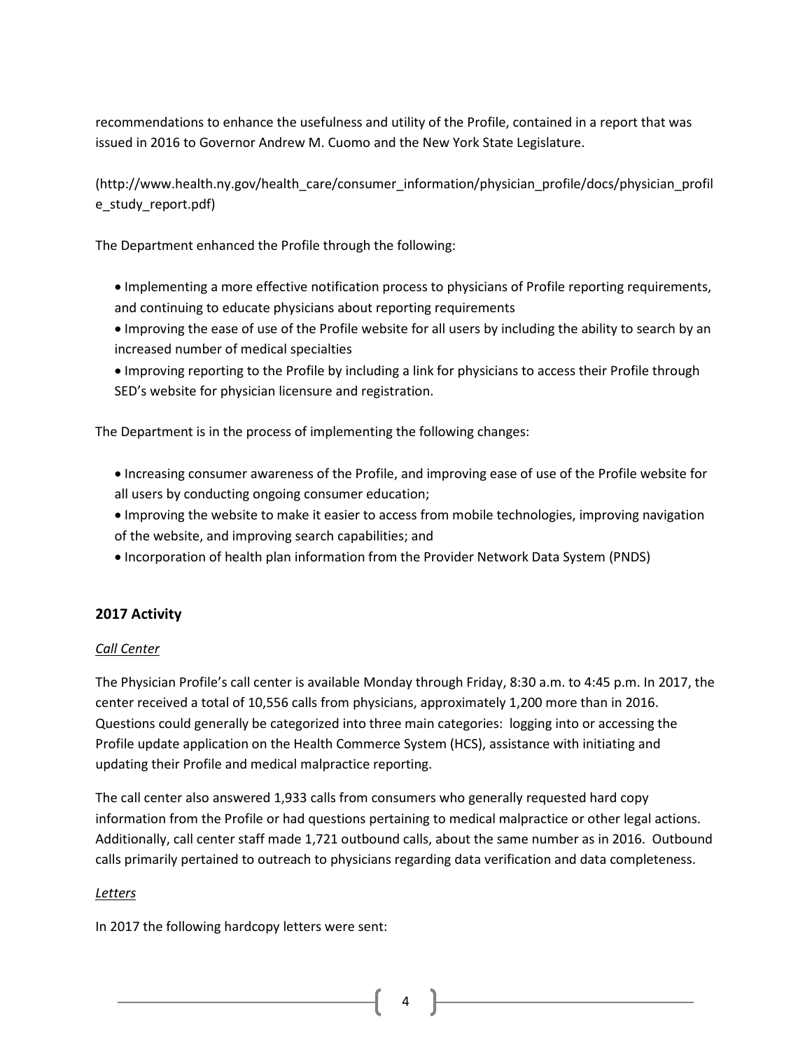recommendations to enhance the usefulness and utility of the Profile, contained in a report that was issued in 2016 to Governor Andrew M. Cuomo and the New York State Legislature.

(http://www.health.ny.gov/health_care/consumer_information/physician_profile/docs/physician_profile_study_report.pdf)

The Department enhanced the Profile through the following:

- Implementing a more effective notification process to physicians of Profile reporting requirements, and continuing to educate physicians about reporting requirements
- Improving the ease of use of the Profile website for all users by including the ability to search by an increased number of medical specialties
- Improving reporting to the Profile by including a link for physicians to access their Profile through SED's website for physician licensure and registration.

The Department is in the process of implementing the following changes:

- Increasing consumer awareness of the Profile, and improving ease of use of the Profile website for all users by conducting ongoing consumer education;
- Improving the website to make it easier to access from mobile technologies, improving navigation of the website, and improving search capabilities; and
- Incorporation of health plan information from the Provider Network Data System (PNDS)

## 2017 Activity

*Call Center*

The Physician Profile's call center is available Monday through Friday, 8:30 a.m. to 4:45 p.m. In 2017, the center received a total of 10,556 calls from physicians, approximately 1,200 more than in 2016. Questions could generally be categorized into three main categories: logging into or accessing the Profile update application on the Health Commerce System (HCS), assistance with initiating and updating their Profile and medical malpractice reporting.

The call center also answered 1,933 calls from consumers who generally requested hard copy information from the Profile or had questions pertaining to medical malpractice or other legal actions. Additionally, call center staff made 1,721 outbound calls, about the same number as in 2016. Outbound calls primarily pertained to outreach to physicians regarding data verification and data completeness.

*Letters*

In 2017 the following hardcopy letters were sent: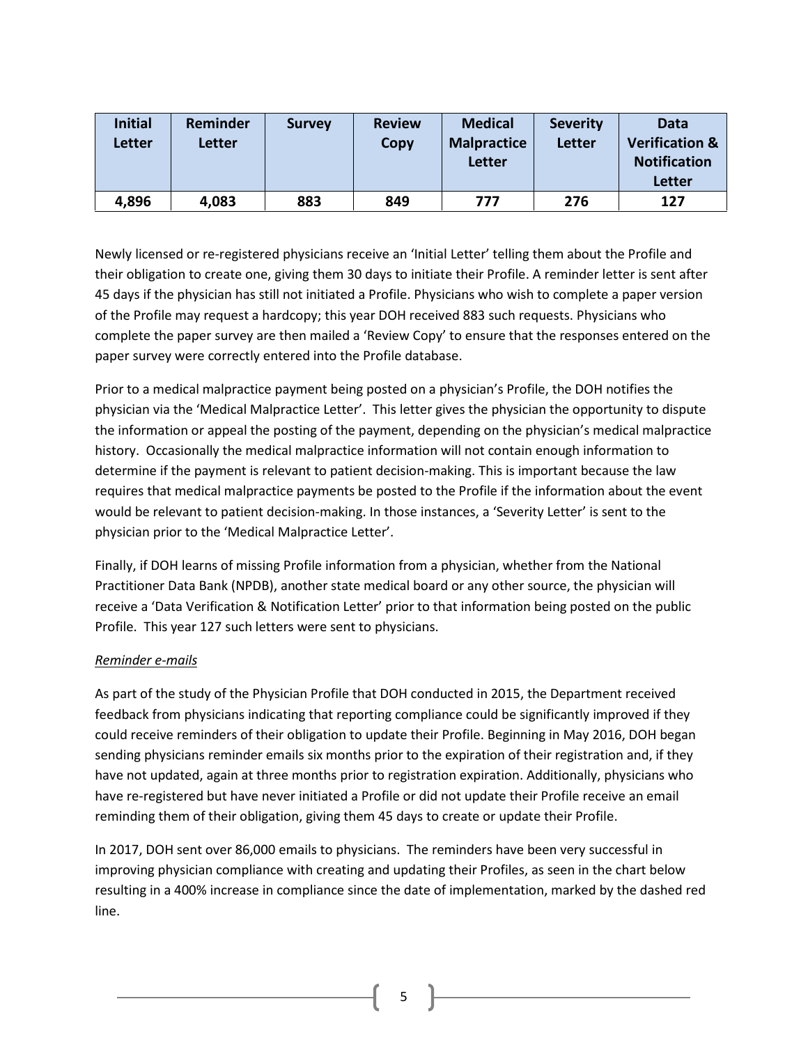| Initial Letter | Reminder Letter | Survey | Review Copy | Medical Malpractice Letter | Severity Letter | Data Verification & Notification Letter |
|---|---|---|---|---|---|---|
| 4,896 | 4,083 | 883 | 849 | 777 | 276 | 127 |

Newly licensed or re-registered physicians receive an 'Initial Letter' telling them about the Profile and their obligation to create one, giving them 30 days to initiate their Profile. A reminder letter is sent after 45 days if the physician has still not initiated a Profile. Physicians who wish to complete a paper version of the Profile may request a hardcopy; this year DOH received 883 such requests. Physicians who complete the paper survey are then mailed a 'Review Copy' to ensure that the responses entered on the paper survey were correctly entered into the Profile database.

Prior to a medical malpractice payment being posted on a physician's Profile, the DOH notifies the physician via the 'Medical Malpractice Letter'. This letter gives the physician the opportunity to dispute the information or appeal the posting of the payment, depending on the physician's medical malpractice history. Occasionally the medical malpractice information will not contain enough information to determine if the payment is relevant to patient decision-making. This is important because the law requires that medical malpractice payments be posted to the Profile if the information about the event would be relevant to patient decision-making. In those instances, a 'Severity Letter' is sent to the physician prior to the 'Medical Malpractice Letter'.

Finally, if DOH learns of missing Profile information from a physician, whether from the National Practitioner Data Bank (NPDB), another state medical board or any other source, the physician will receive a 'Data Verification & Notification Letter' prior to that information being posted on the public Profile. This year 127 such letters were sent to physicians.

*Reminder e-mails*

As part of the study of the Physician Profile that DOH conducted in 2015, the Department received feedback from physicians indicating that reporting compliance could be significantly improved if they could receive reminders of their obligation to update their Profile. Beginning in May 2016, DOH began sending physicians reminder emails six months prior to the expiration of their registration and, if they have not updated, again at three months prior to registration expiration. Additionally, physicians who have re-registered but have never initiated a Profile or did not update their Profile receive an email reminding them of their obligation, giving them 45 days to create or update their Profile.

In 2017, DOH sent over 86,000 emails to physicians. The reminders have been very successful in improving physician compliance with creating and updating their Profiles, as seen in the chart below resulting in a 400% increase in compliance since the date of implementation, marked by the dashed red line.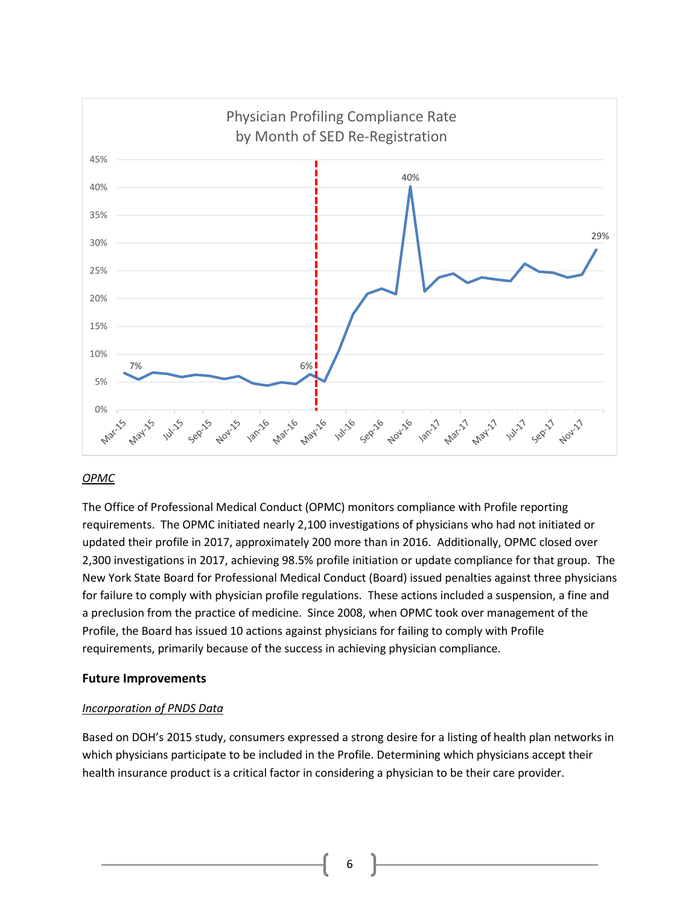Physician Profiling Compliance Rate
by Month of SED Re-Registration

*OPMC*

The Office of Professional Medical Conduct (OPMC) monitors compliance with Profile reporting requirements. The OPMC initiated nearly 2,100 investigations of physicians who had not initiated or updated their profile in 2017, approximately 200 more than in 2016. Additionally, OPMC closed over 2,300 investigations in 2017, achieving 98.5% profile initiation or update compliance for that group. The New York State Board for Professional Medical Conduct (Board) issued penalties against three physicians for failure to comply with physician profile regulations. These actions included a suspension, a fine and a preclusion from the practice of medicine. Since 2008, when OPMC took over management of the Profile, the Board has issued 10 actions against physicians for failing to comply with Profile requirements, primarily because of the success in achieving physician compliance.

## Future Improvements

*Incorporation of PNDS Data*

Based on DOH's 2015 study, consumers expressed a strong desire for a listing of health plan networks in which physicians participate to be included in the Profile. Determining which physicians accept their health insurance product is a critical factor in considering a physician to be their care provider.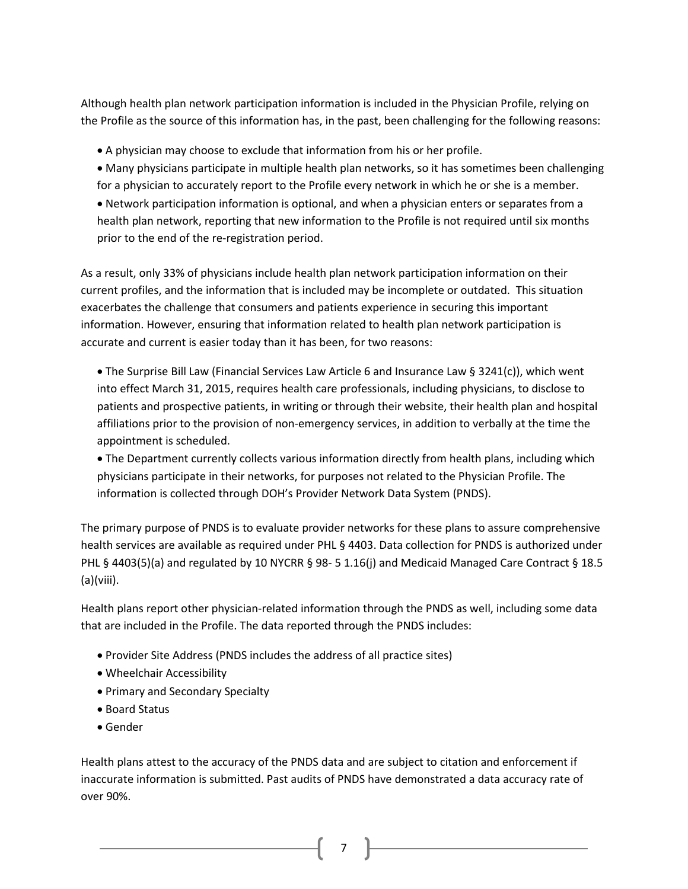Although health plan network participation information is included in the Physician Profile, relying on the Profile as the source of this information has, in the past, been challenging for the following reasons:

- A physician may choose to exclude that information from his or her profile.
- Many physicians participate in multiple health plan networks, so it has sometimes been challenging for a physician to accurately report to the Profile every network in which he or she is a member.
- Network participation information is optional, and when a physician enters or separates from a health plan network, reporting that new information to the Profile is not required until six months prior to the end of the re-registration period.

As a result, only 33% of physicians include health plan network participation information on their current profiles, and the information that is included may be incomplete or outdated. This situation exacerbates the challenge that consumers and patients experience in securing this important information. However, ensuring that information related to health plan network participation is accurate and current is easier today than it has been, for two reasons:

- The Surprise Bill Law (Financial Services Law Article 6 and Insurance Law § 3241(c)), which went into effect March 31, 2015, requires health care professionals, including physicians, to disclose to patients and prospective patients, in writing or through their website, their health plan and hospital affiliations prior to the provision of non-emergency services, in addition to verbally at the time the appointment is scheduled.
- The Department currently collects various information directly from health plans, including which physicians participate in their networks, for purposes not related to the Physician Profile. The information is collected through DOH's Provider Network Data System (PNDS).

The primary purpose of PNDS is to evaluate provider networks for these plans to assure comprehensive health services are available as required under PHL § 4403. Data collection for PNDS is authorized under PHL § 4403(5)(a) and regulated by 10 NYCRR § 98- 5 1.16(j) and Medicaid Managed Care Contract § 18.5 (a)(viii).

Health plans report other physician-related information through the PNDS as well, including some data that are included in the Profile. The data reported through the PNDS includes:

- Provider Site Address (PNDS includes the address of all practice sites)
- Wheelchair Accessibility
- Primary and Secondary Specialty
- Board Status
- Gender

Health plans attest to the accuracy of the PNDS data and are subject to citation and enforcement if inaccurate information is submitted. Past audits of PNDS have demonstrated a data accuracy rate of over 90%.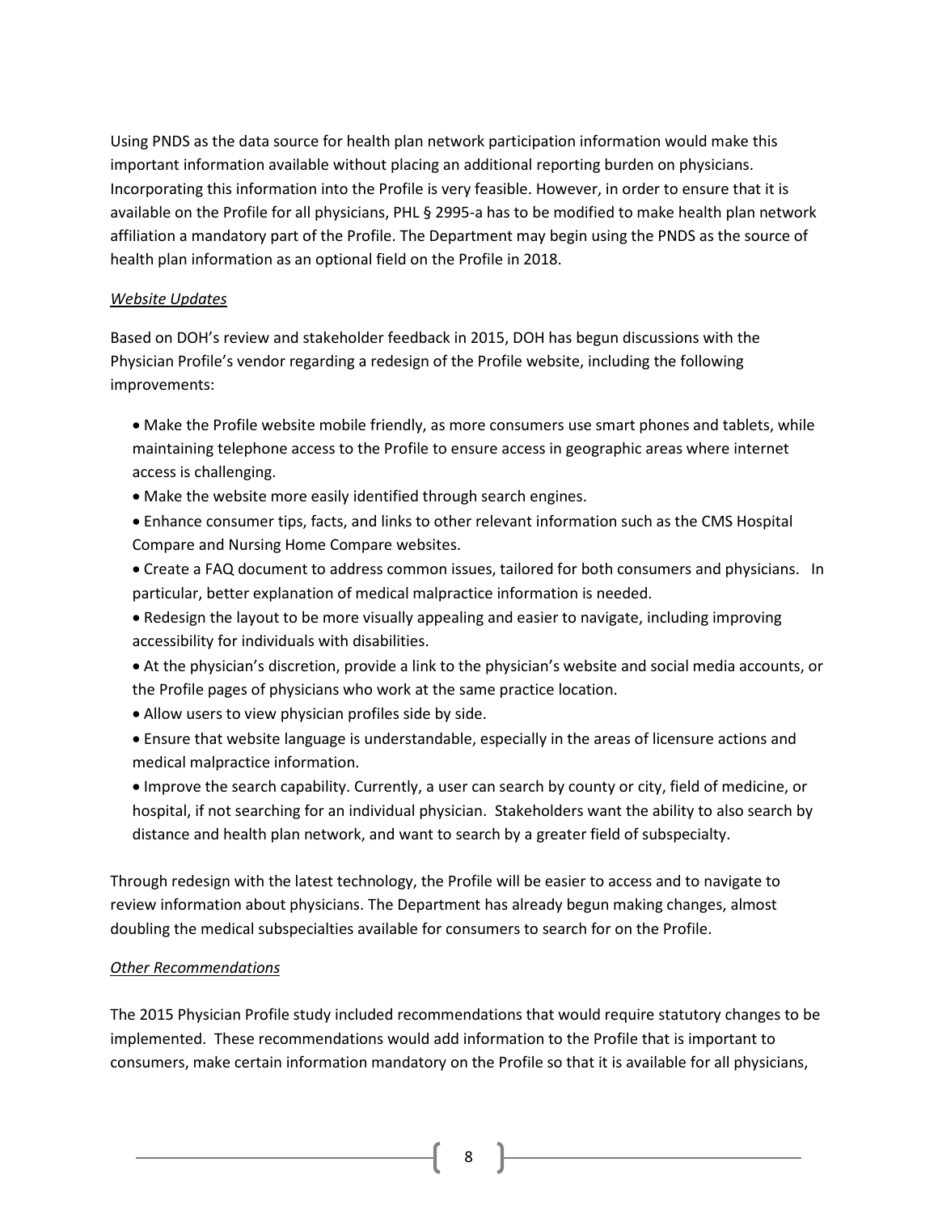Using PNDS as the data source for health plan network participation information would make this important information available without placing an additional reporting burden on physicians. Incorporating this information into the Profile is very feasible. However, in order to ensure that it is available on the Profile for all physicians, PHL § 2995-a has to be modified to make health plan network affiliation a mandatory part of the Profile. The Department may begin using the PNDS as the source of health plan information as an optional field on the Profile in 2018.

*Website Updates*

Based on DOH's review and stakeholder feedback in 2015, DOH has begun discussions with the Physician Profile's vendor regarding a redesign of the Profile website, including the following improvements:

- Make the Profile website mobile friendly, as more consumers use smart phones and tablets, while maintaining telephone access to the Profile to ensure access in geographic areas where internet access is challenging.
- Make the website more easily identified through search engines.
- Enhance consumer tips, facts, and links to other relevant information such as the CMS Hospital Compare and Nursing Home Compare websites.
- Create a FAQ document to address common issues, tailored for both consumers and physicians. In particular, better explanation of medical malpractice information is needed.
- Redesign the layout to be more visually appealing and easier to navigate, including improving accessibility for individuals with disabilities.
- At the physician's discretion, provide a link to the physician's website and social media accounts, or the Profile pages of physicians who work at the same practice location.
- Allow users to view physician profiles side by side.
- Ensure that website language is understandable, especially in the areas of licensure actions and medical malpractice information.
- Improve the search capability. Currently, a user can search by county or city, field of medicine, or hospital, if not searching for an individual physician. Stakeholders want the ability to also search by distance and health plan network, and want to search by a greater field of subspecialty.

Through redesign with the latest technology, the Profile will be easier to access and to navigate to review information about physicians. The Department has already begun making changes, almost doubling the medical subspecialties available for consumers to search for on the Profile.

*Other Recommendations*

The 2015 Physician Profile study included recommendations that would require statutory changes to be implemented. These recommendations would add information to the Profile that is important to consumers, make certain information mandatory on the Profile so that it is available for all physicians,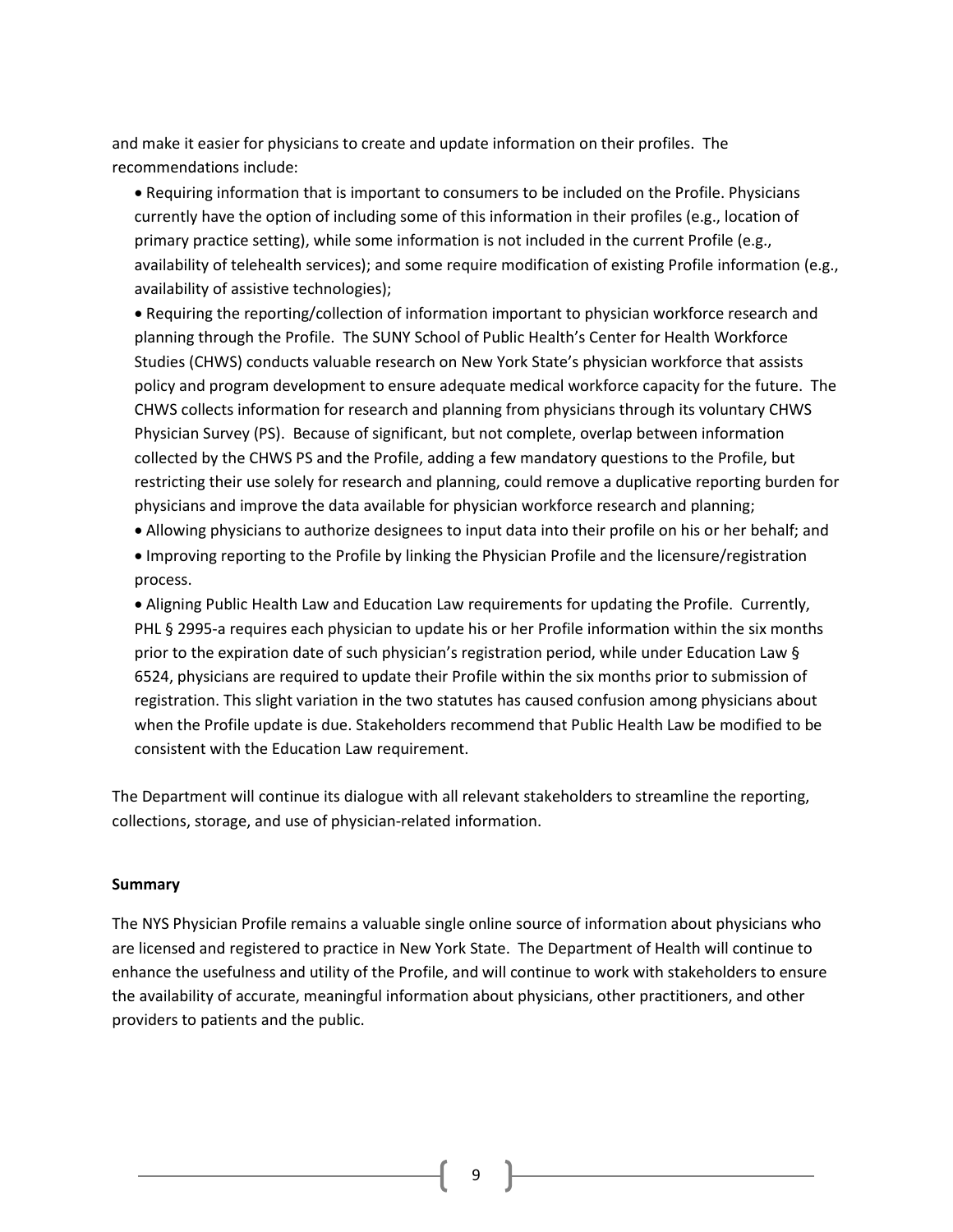and make it easier for physicians to create and update information on their profiles. The recommendations include:

- Requiring information that is important to consumers to be included on the Profile. Physicians currently have the option of including some of this information in their profiles (e.g., location of primary practice setting), while some information is not included in the current Profile (e.g., availability of telehealth services); and some require modification of existing Profile information (e.g., availability of assistive technologies);
- Requiring the reporting/collection of information important to physician workforce research and planning through the Profile. The SUNY School of Public Health's Center for Health Workforce Studies (CHWS) conducts valuable research on New York State's physician workforce that assists policy and program development to ensure adequate medical workforce capacity for the future. The CHWS collects information for research and planning from physicians through its voluntary CHWS Physician Survey (PS). Because of significant, but not complete, overlap between information collected by the CHWS PS and the Profile, adding a few mandatory questions to the Profile, but restricting their use solely for research and planning, could remove a duplicative reporting burden for physicians and improve the data available for physician workforce research and planning;
- Allowing physicians to authorize designees to input data into their profile on his or her behalf; and
- Improving reporting to the Profile by linking the Physician Profile and the licensure/registration process.
- Aligning Public Health Law and Education Law requirements for updating the Profile. Currently, PHL § 2995-a requires each physician to update his or her Profile information within the six months prior to the expiration date of such physician's registration period, while under Education Law § 6524, physicians are required to update their Profile within the six months prior to submission of registration. This slight variation in the two statutes has caused confusion among physicians about when the Profile update is due. Stakeholders recommend that Public Health Law be modified to be consistent with the Education Law requirement.

The Department will continue its dialogue with all relevant stakeholders to streamline the reporting, collections, storage, and use of physician-related information.

**Summary**

The NYS Physician Profile remains a valuable single online source of information about physicians who are licensed and registered to practice in New York State. The Department of Health will continue to enhance the usefulness and utility of the Profile, and will continue to work with stakeholders to ensure the availability of accurate, meaningful information about physicians, other practitioners, and other providers to patients and the public.